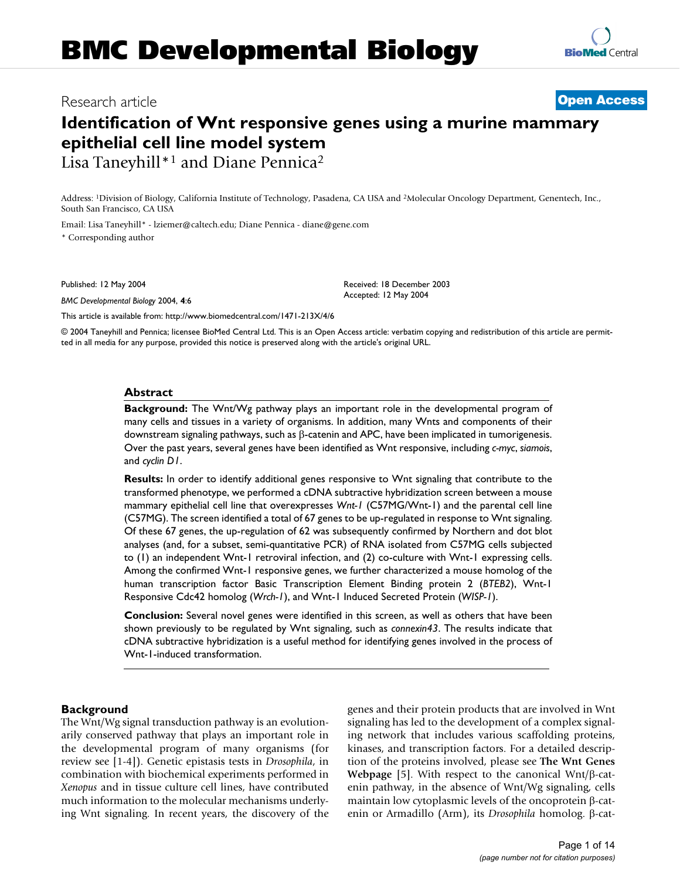# BMC Developmental Biology

Research article

**Open Access**

# Identification of Wnt responsive genes using a murine mammary epithelial cell line model system

Lisa Taneyhill*[1] and Diane Pennica[2]

Address: [1]Division of Biology, California Institute of Technology, Pasadena, CA USA and [2]Molecular Oncology Department, Genentech, Inc., South San Francisco, CA USA

Email: Lisa Taneyhill* - lziemer@caltech.edu; Diane Pennica - diane@gene.com

* Corresponding author

Published: 12 May 2004

*BMC Developmental Biology* 2004, **4**:6

Received: 18 December 2003
Accepted: 12 May 2004

This article is available from: http://www.biomedcentral.com/1471-213X/4/6

© 2004 Taneyhill and Pennica; licensee BioMed Central Ltd. This is an Open Access article: verbatim copying and redistribution of this article are permitted in all media for any purpose, provided this notice is preserved along with the article's original URL.

## Abstract

**Background:** The Wnt/Wg pathway plays an important role in the developmental program of many cells and tissues in a variety of organisms. In addition, many Wnts and components of their downstream signaling pathways, such as β-catenin and APC, have been implicated in tumorigenesis. Over the past years, several genes have been identified as Wnt responsive, including *c-myc*, *siamois*, and *cyclin D1*.

**Results:** In order to identify additional genes responsive to Wnt signaling that contribute to the transformed phenotype, we performed a cDNA subtractive hybridization screen between a mouse mammary epithelial cell line that overexpresses *Wnt-1* (C57MG/Wnt-1) and the parental cell line (C57MG). The screen identified a total of 67 genes to be up-regulated in response to Wnt signaling. Of these 67 genes, the up-regulation of 62 was subsequently confirmed by Northern and dot blot analyses (and, for a subset, semi-quantitative PCR) of RNA isolated from C57MG cells subjected to (1) an independent Wnt-1 retroviral infection, and (2) co-culture with Wnt-1 expressing cells. Among the confirmed Wnt-1 responsive genes, we further characterized a mouse homolog of the human transcription factor Basic Transcription Element Binding protein 2 (*BTEB2*), Wnt-1 Responsive Cdc42 homolog (*Wrch-1*), and Wnt-1 Induced Secreted Protein (*WISP-1*).

**Conclusion:** Several novel genes were identified in this screen, as well as others that have been shown previously to be regulated by Wnt signaling, such as *connexin43*. The results indicate that cDNA subtractive hybridization is a useful method for identifying genes involved in the process of Wnt-1-induced transformation.

## Background

The Wnt/Wg signal transduction pathway is an evolutionarily conserved pathway that plays an important role in the developmental program of many organisms (for review see [1-4]). Genetic epistasis tests in *Drosophila*, in combination with biochemical experiments performed in *Xenopus* and in tissue culture cell lines, have contributed much information to the molecular mechanisms underlying Wnt signaling. In recent years, the discovery of the genes and their protein products that are involved in Wnt signaling has led to the development of a complex signaling network that includes various scaffolding proteins, kinases, and transcription factors. For a detailed description of the proteins involved, please see **The Wnt Genes Webpage** [5]. With respect to the canonical Wnt/β-catenin pathway, in the absence of Wnt/Wg signaling, cells maintain low cytoplasmic levels of the oncoprotein β-catenin or Armadillo (Arm), its *Drosophila* homolog. β-cat-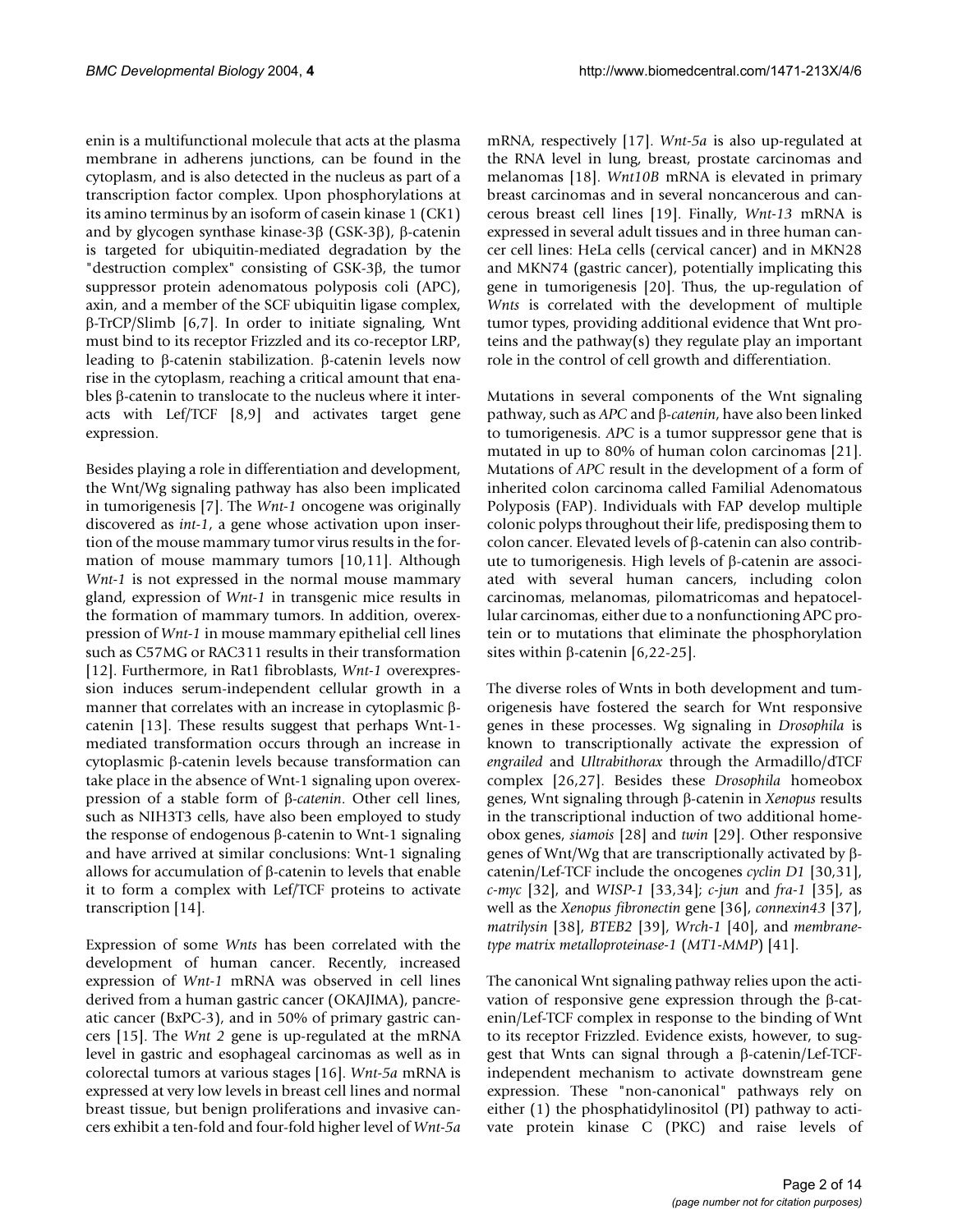enin is a multifunctional molecule that acts at the plasma membrane in adherens junctions, can be found in the cytoplasm, and is also detected in the nucleus as part of a transcription factor complex. Upon phosphorylations at its amino terminus by an isoform of casein kinase 1 (CK1) and by glycogen synthase kinase-3β (GSK-3β), β-catenin is targeted for ubiquitin-mediated degradation by the "destruction complex" consisting of GSK-3β, the tumor suppressor protein adenomatous polyposis coli (APC), axin, and a member of the SCF ubiquitin ligase complex, β-TrCP/Slimb [6,7]. In order to initiate signaling, Wnt must bind to its receptor Frizzled and its co-receptor LRP, leading to β-catenin stabilization. β-catenin levels now rise in the cytoplasm, reaching a critical amount that enables β-catenin to translocate to the nucleus where it interacts with Lef/TCF [8,9] and activates target gene expression.

Besides playing a role in differentiation and development, the Wnt/Wg signaling pathway has also been implicated in tumorigenesis [7]. The *Wnt-1* oncogene was originally discovered as *int-1*, a gene whose activation upon insertion of the mouse mammary tumor virus results in the formation of mouse mammary tumors [10,11]. Although *Wnt-1* is not expressed in the normal mouse mammary gland, expression of *Wnt-1* in transgenic mice results in the formation of mammary tumors. In addition, overexpression of *Wnt-1* in mouse mammary epithelial cell lines such as C57MG or RAC311 results in their transformation [12]. Furthermore, in Rat1 fibroblasts, *Wnt-1* overexpression induces serum-independent cellular growth in a manner that correlates with an increase in cytoplasmic β-catenin [13]. These results suggest that perhaps Wnt-1-mediated transformation occurs through an increase in cytoplasmic β-catenin levels because transformation can take place in the absence of Wnt-1 signaling upon overexpression of a stable form of β-*catenin*. Other cell lines, such as NIH3T3 cells, have also been employed to study the response of endogenous β-catenin to Wnt-1 signaling and have arrived at similar conclusions: Wnt-1 signaling allows for accumulation of β-catenin to levels that enable it to form a complex with Lef/TCF proteins to activate transcription [14].

Expression of some *Wnts* has been correlated with the development of human cancer. Recently, increased expression of *Wnt-1* mRNA was observed in cell lines derived from a human gastric cancer (OKAJIMA), pancreatic cancer (BxPC-3), and in 50% of primary gastric cancers [15]. The *Wnt 2* gene is up-regulated at the mRNA level in gastric and esophageal carcinomas as well as in colorectal tumors at various stages [16]. *Wnt-5a* mRNA is expressed at very low levels in breast cell lines and normal breast tissue, but benign proliferations and invasive cancers exhibit a ten-fold and four-fold higher level of *Wnt-5a* mRNA, respectively [17]. *Wnt-5a* is also up-regulated at the RNA level in lung, breast, prostate carcinomas and melanomas [18]. *Wnt10B* mRNA is elevated in primary breast carcinomas and in several noncancerous and cancerous breast cell lines [19]. Finally, *Wnt-13* mRNA is expressed in several adult tissues and in three human cancer cell lines: HeLa cells (cervical cancer) and in MKN28 and MKN74 (gastric cancer), potentially implicating this gene in tumorigenesis [20]. Thus, the up-regulation of *Wnts* is correlated with the development of multiple tumor types, providing additional evidence that Wnt proteins and the pathway(s) they regulate play an important role in the control of cell growth and differentiation.

Mutations in several components of the Wnt signaling pathway, such as *APC* and β-*catenin*, have also been linked to tumorigenesis. *APC* is a tumor suppressor gene that is mutated in up to 80% of human colon carcinomas [21]. Mutations of *APC* result in the development of a form of inherited colon carcinoma called Familial Adenomatous Polyposis (FAP). Individuals with FAP develop multiple colonic polyps throughout their life, predisposing them to colon cancer. Elevated levels of β-catenin can also contribute to tumorigenesis. High levels of β-catenin are associated with several human cancers, including colon carcinomas, melanomas, pilomatricomas and hepatocellular carcinomas, either due to a nonfunctioning APC protein or to mutations that eliminate the phosphorylation sites within β-catenin [6,22-25].

The diverse roles of Wnts in both development and tumorigenesis have fostered the search for Wnt responsive genes in these processes. Wg signaling in *Drosophila* is known to transcriptionally activate the expression of *engrailed* and *Ultrabithorax* through the Armadillo/dTCF complex [26,27]. Besides these *Drosophila* homeobox genes, Wnt signaling through β-catenin in *Xenopus* results in the transcriptional induction of two additional homeobox genes, *siamois* [28] and *twin* [29]. Other responsive genes of Wnt/Wg that are transcriptionally activated by β-catenin/Lef-TCF include the oncogenes *cyclin D1* [30,31], *c-myc* [32], and *WISP-1* [33,34]; *c-jun* and *fra-1* [35], as well as the *Xenopus fibronectin* gene [36], *connexin43* [37], *matrilysin* [38], *BTEB2* [39], *Wrch-1* [40], and *membrane-type matrix metalloproteinase-1* (*MT1-MMP*) [41].

The canonical Wnt signaling pathway relies upon the activation of responsive gene expression through the β-catenin/Lef-TCF complex in response to the binding of Wnt to its receptor Frizzled. Evidence exists, however, to suggest that Wnts can signal through a β-catenin/Lef-TCF-independent mechanism to activate downstream gene expression. These "non-canonical" pathways rely on either (1) the phosphatidylinositol (PI) pathway to activate protein kinase C (PKC) and raise levels of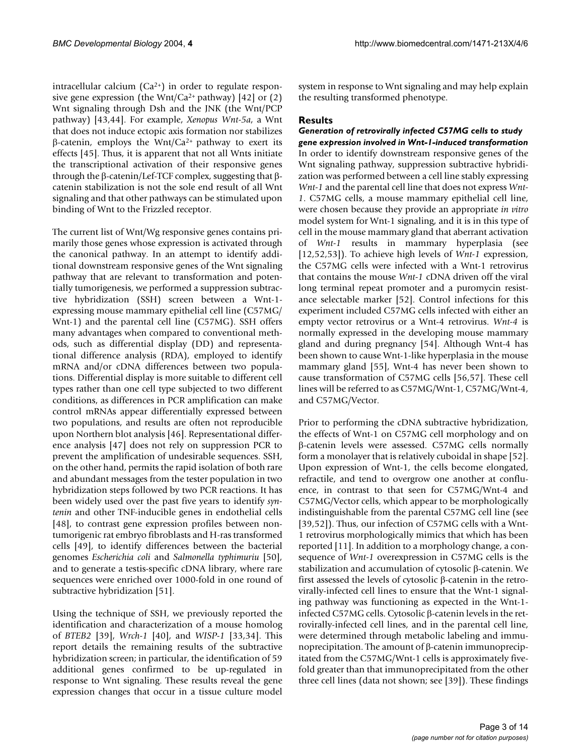intracellular calcium ($Ca^{2+}$) in order to regulate responsive gene expression (the Wnt/$Ca^{2+}$ pathway) [42] or (2) Wnt signaling through Dsh and the JNK (the Wnt/PCP pathway) [43,44]. For example, *Xenopus Wnt-5a*, a Wnt that does not induce ectopic axis formation nor stabilizes β-catenin, employs the Wnt/$Ca^{2+}$ pathway to exert its effects [45]. Thus, it is apparent that not all Wnts initiate the transcriptional activation of their responsive genes through the β-catenin/Lef-TCF complex, suggesting that β-catenin stabilization is not the sole end result of all Wnt signaling and that other pathways can be stimulated upon binding of Wnt to the Frizzled receptor.

The current list of Wnt/Wg responsive genes contains primarily those genes whose expression is activated through the canonical pathway. In an attempt to identify additional downstream responsive genes of the Wnt signaling pathway that are relevant to transformation and potentially tumorigenesis, we performed a suppression subtractive hybridization (SSH) screen between a Wnt-1-expressing mouse mammary epithelial cell line (C57MG/Wnt-1) and the parental cell line (C57MG). SSH offers many advantages when compared to conventional methods, such as differential display (DD) and representational difference analysis (RDA), employed to identify mRNA and/or cDNA differences between two populations. Differential display is more suitable to different cell types rather than one cell type subjected to two different conditions, as differences in PCR amplification can make control mRNAs appear differentially expressed between two populations, and results are often not reproducible upon Northern blot analysis [46]. Representational difference analysis [47] does not rely on suppression PCR to prevent the amplification of undesirable sequences. SSH, on the other hand, permits the rapid isolation of both rare and abundant messages from the tester population in two hybridization steps followed by two PCR reactions. It has been widely used over the past five years to identify *syntenin* and other TNF-inducible genes in endothelial cells [48], to contrast gene expression profiles between non-tumorigenic rat embryo fibroblasts and H-ras transformed cells [49], to identify differences between the bacterial genomes *Escherichia coli* and *Salmonella typhimuriu* [50], and to generate a testis-specific cDNA library, where rare sequences were enriched over 1000-fold in one round of subtractive hybridization [51].

Using the technique of SSH, we previously reported the identification and characterization of a mouse homolog of *BTEB2* [39], *Wrch-1* [40], and *WISP-1* [33,34]. This report details the remaining results of the subtractive hybridization screen; in particular, the identification of 59 additional genes confirmed to be up-regulated in response to Wnt signaling. These results reveal the gene expression changes that occur in a tissue culture model system in response to Wnt signaling and may help explain the resulting transformed phenotype.

## Results

### *Generation of retrovirally infected C57MG cells to study gene expression involved in Wnt-1-induced transformation*

In order to identify downstream responsive genes of the Wnt signaling pathway, suppression subtractive hybridization was performed between a cell line stably expressing *Wnt-1* and the parental cell line that does not express *Wnt-1*. C57MG cells, a mouse mammary epithelial cell line, were chosen because they provide an appropriate *in vitro* model system for Wnt-1 signaling, and it is in this type of cell in the mouse mammary gland that aberrant activation of *Wnt-1* results in mammary hyperplasia (see [12,52,53]). To achieve high levels of *Wnt-1* expression, the C57MG cells were infected with a Wnt-1 retrovirus that contains the mouse *Wnt-1* cDNA driven off the viral long terminal repeat promoter and a puromycin resistance selectable marker [52]. Control infections for this experiment included C57MG cells infected with either an empty vector retrovirus or a Wnt-4 retrovirus. *Wnt-4* is normally expressed in the developing mouse mammary gland and during pregnancy [54]. Although Wnt-4 has been shown to cause Wnt-1-like hyperplasia in the mouse mammary gland [55], Wnt-4 has never been shown to cause transformation of C57MG cells [56,57]. These cell lines will be referred to as C57MG/Wnt-1, C57MG/Wnt-4, and C57MG/Vector.

Prior to performing the cDNA subtractive hybridization, the effects of Wnt-1 on C57MG cell morphology and on β-catenin levels were assessed. C57MG cells normally form a monolayer that is relatively cuboidal in shape [52]. Upon expression of Wnt-1, the cells become elongated, refractile, and tend to overgrow one another at confluence, in contrast to that seen for C57MG/Wnt-4 and C57MG/Vector cells, which appear to be morphologically indistinguishable from the parental C57MG cell line (see [39,52]). Thus, our infection of C57MG cells with a Wnt-1 retrovirus morphologically mimics that which has been reported [11]. In addition to a morphology change, a consequence of *Wnt-1* overexpression in C57MG cells is the stabilization and accumulation of cytosolic β-catenin. We first assessed the levels of cytosolic β-catenin in the retrovirally-infected cell lines to ensure that the Wnt-1 signaling pathway was functioning as expected in the Wnt-1-infected C57MG cells. Cytosolic β-catenin levels in the retrovirally-infected cell lines, and in the parental cell line, were determined through metabolic labeling and immunoprecipitation. The amount of β-catenin immunoprecipitated from the C57MG/Wnt-1 cells is approximately five-fold greater than that immunoprecipitated from the other three cell lines (data not shown; see [39]). These findings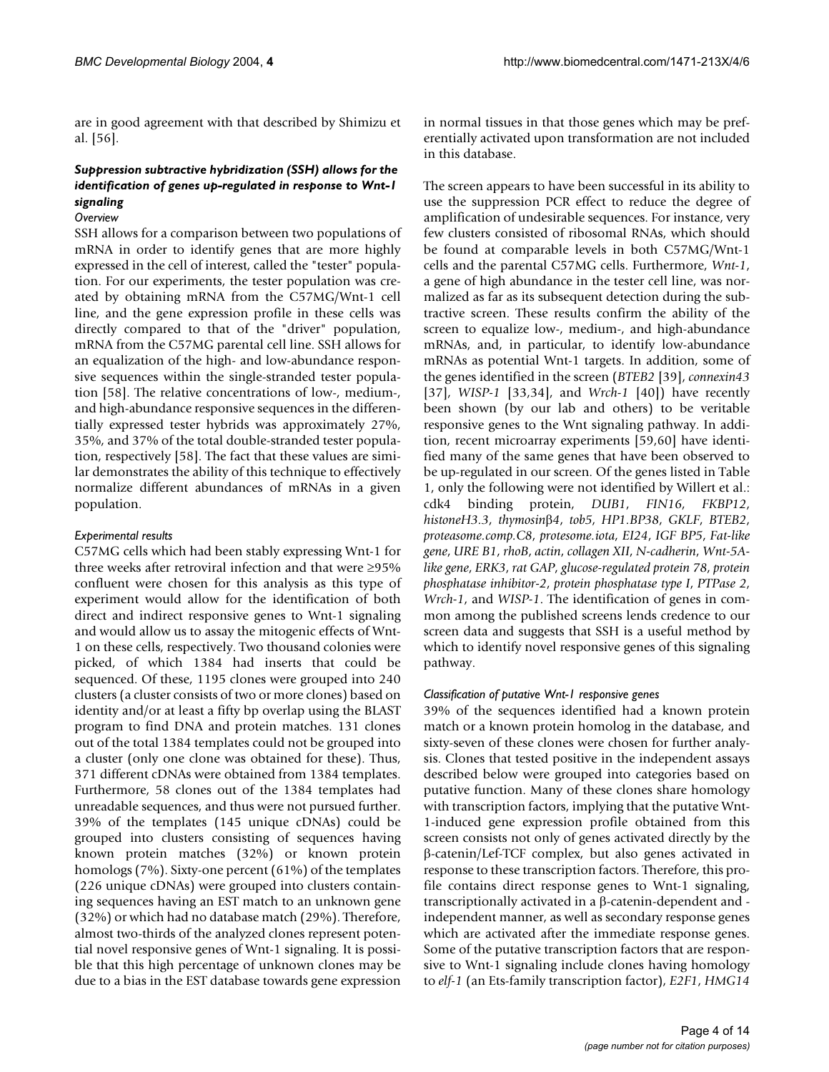are in good agreement with that described by Shimizu et al. [56].

### *Suppression subtractive hybridization (SSH) allows for the identification of genes up-regulated in response to Wnt-1 signaling*

#### *Overview*

SSH allows for a comparison between two populations of mRNA in order to identify genes that are more highly expressed in the cell of interest, called the "tester" population. For our experiments, the tester population was created by obtaining mRNA from the C57MG/Wnt-1 cell line, and the gene expression profile in these cells was directly compared to that of the "driver" population, mRNA from the C57MG parental cell line. SSH allows for an equalization of the high- and low-abundance responsive sequences within the single-stranded tester population [58]. The relative concentrations of low-, medium-, and high-abundance responsive sequences in the differentially expressed tester hybrids was approximately 27%, 35%, and 37% of the total double-stranded tester population, respectively [58]. The fact that these values are similar demonstrates the ability of this technique to effectively normalize different abundances of mRNAs in a given population.

#### *Experimental results*

C57MG cells which had been stably expressing Wnt-1 for three weeks after retroviral infection and that were ≥95% confluent were chosen for this analysis as this type of experiment would allow for the identification of both direct and indirect responsive genes to Wnt-1 signaling and would allow us to assay the mitogenic effects of Wnt-1 on these cells, respectively. Two thousand colonies were picked, of which 1384 had inserts that could be sequenced. Of these, 1195 clones were grouped into 240 clusters (a cluster consists of two or more clones) based on identity and/or at least a fifty bp overlap using the BLAST program to find DNA and protein matches. 131 clones out of the total 1384 templates could not be grouped into a cluster (only one clone was obtained for these). Thus, 371 different cDNAs were obtained from 1384 templates. Furthermore, 58 clones out of the 1384 templates had unreadable sequences, and thus were not pursued further. 39% of the templates (145 unique cDNAs) could be grouped into clusters consisting of sequences having known protein matches (32%) or known protein homologs (7%). Sixty-one percent (61%) of the templates (226 unique cDNAs) were grouped into clusters containing sequences having an EST match to an unknown gene (32%) or which had no database match (29%). Therefore, almost two-thirds of the analyzed clones represent potential novel responsive genes of Wnt-1 signaling. It is possible that this high percentage of unknown clones may be due to a bias in the EST database towards gene expression in normal tissues in that those genes which may be preferentially activated upon transformation are not included in this database.

The screen appears to have been successful in its ability to use the suppression PCR effect to reduce the degree of amplification of undesirable sequences. For instance, very few clusters consisted of ribosomal RNAs, which should be found at comparable levels in both C57MG/Wnt-1 cells and the parental C57MG cells. Furthermore, *Wnt-1*, a gene of high abundance in the tester cell line, was normalized as far as its subsequent detection during the subtractive screen. These results confirm the ability of the screen to equalize low-, medium-, and high-abundance mRNAs, and, in particular, to identify low-abundance mRNAs as potential Wnt-1 targets. In addition, some of the genes identified in the screen (*BTEB2* [39], *connexin43* [37], *WISP-1* [33,34], and *Wrch-1* [40]) have recently been shown (by our lab and others) to be veritable responsive genes to the Wnt signaling pathway. In addition, recent microarray experiments [59,60] have identified many of the same genes that have been observed to be up-regulated in our screen. Of the genes listed in Table 1, only the following were not identified by Willert et al.: cdk4 binding protein, *DUB1*, *FIN16*, *FKBP12*, *histoneH3.3*, *thymosin*β*4*, *tob5*, *HP1.BP38*, *GKLF*, *BTEB2*, *proteasome.comp.C8*, *protesome.iota*, *EI24*, *IGF BP5*, *Fat-like gene*, *URE B1*, *rhoB*, *actin*, *collagen XII*, *N-cadherin*, *Wnt-5A-like gene*, *ERK3*, *rat GAP*, *glucose-regulated protein 78*, *protein phosphatase inhibitor-2*, *protein phosphatase type I*, *PTPase 2*, *Wrch-1*, and *WISP-1*. The identification of genes in common among the published screens lends credence to our screen data and suggests that SSH is a useful method by which to identify novel responsive genes of this signaling pathway.

#### *Classification of putative Wnt-1 responsive genes*

39% of the sequences identified had a known protein match or a known protein homolog in the database, and sixty-seven of these clones were chosen for further analysis. Clones that tested positive in the independent assays described below were grouped into categories based on putative function. Many of these clones share homology with transcription factors, implying that the putative Wnt-1-induced gene expression profile obtained from this screen consists not only of genes activated directly by the β-catenin/Lef-TCF complex, but also genes activated in response to these transcription factors. Therefore, this profile contains direct response genes to Wnt-1 signaling, transcriptionally activated in a β-catenin-dependent and -independent manner, as well as secondary response genes which are activated after the immediate response genes. Some of the putative transcription factors that are responsive to Wnt-1 signaling include clones having homology to *elf-1* (an Ets-family transcription factor), *E2F1*, *HMG14*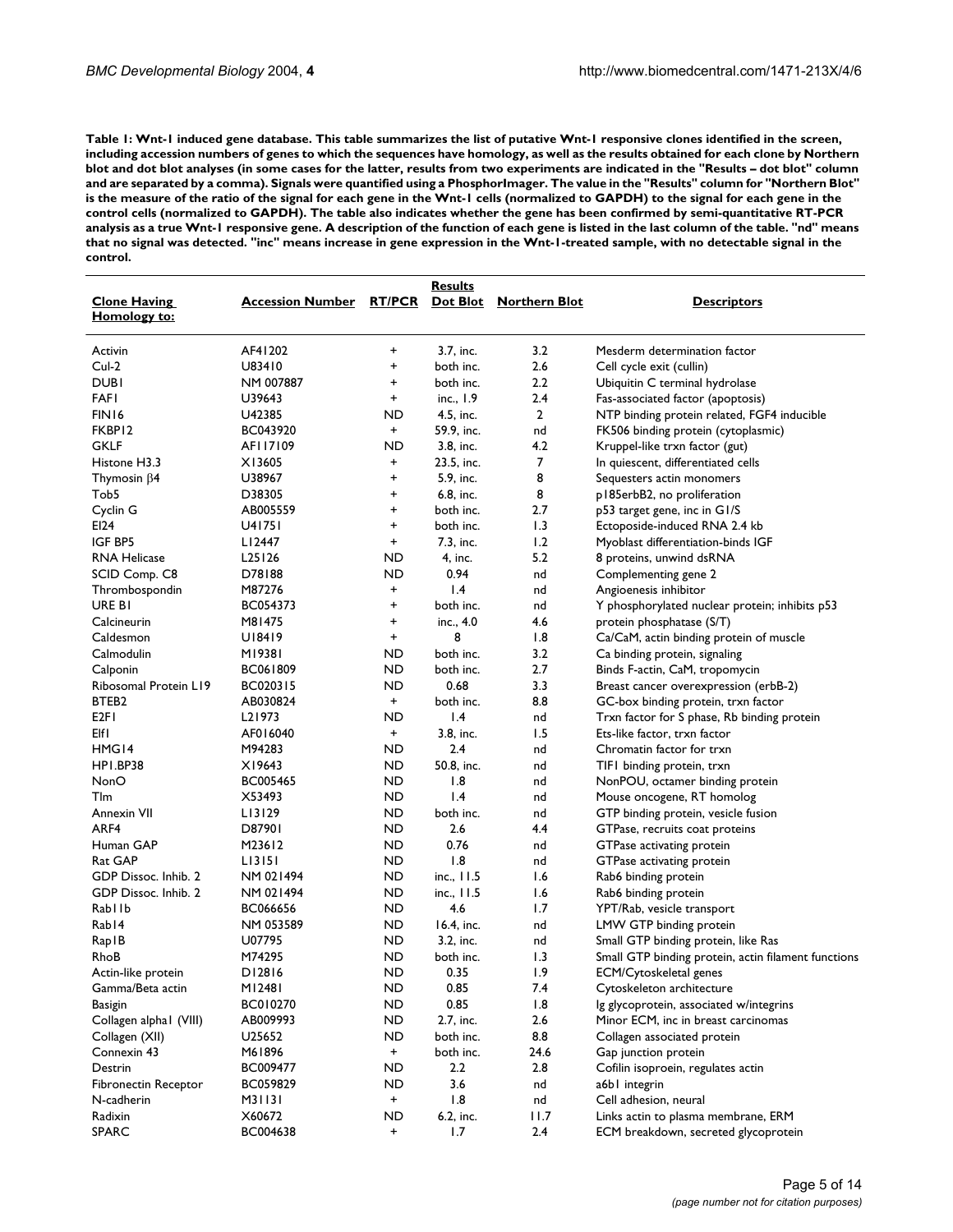**Table 1: Wnt-1 induced gene database. This table summarizes the list of putative Wnt-1 responsive clones identified in the screen, including accession numbers of genes to which the sequences have homology, as well as the results obtained for each clone by Northern blot and dot blot analyses (in some cases for the latter, results from two experiments are indicated in the "Results – dot blot" column and are separated by a comma). Signals were quantified using a PhosphorImager. The value in the "Results" column for "Northern Blot" is the measure of the ratio of the signal for each gene in the Wnt-1 cells (normalized to GAPDH) to the signal for each gene in the control cells (normalized to GAPDH). The table also indicates whether the gene has been confirmed by semi-quantitative RT-PCR analysis as a true Wnt-1 responsive gene. A description of the function of each gene is listed in the last column of the table. "nd" means that no signal was detected. "inc" means increase in gene expression in the Wnt-1-treated sample, with no detectable signal in the control.**

| Clone Having Homology to: | Accession Number | RT/PCR | Results Dot Blot | Northern Blot | Descriptors |
|---|---|---|---|---|---|
| Activin | AF41202 | + | 3.7, inc. | 3.2 | Mesderm determination factor |
| Cul-2 | U83410 | + | both inc. | 2.6 | Cell cycle exit (cullin) |
| DUB1 | NM 007887 | + | both inc. | 2.2 | Ubiquitin C terminal hydrolase |
| FAF1 | U39643 | + | inc., 1.9 | 2.4 | Fas-associated factor (apoptosis) |
| FIN16 | U42385 | ND | 4.5, inc. | 2 | NTP binding protein related, FGF4 inducible |
| FKBP12 | BC043920 | + | 59.9, inc. | nd | FK506 binding protein (cytoplasmic) |
| GKLF | AF117109 | ND | 3.8, inc. | 4.2 | Kruppel-like trxn factor (gut) |
| Histone H3.3 | X13605 | + | 23.5, inc. | 7 | In quiescent, differentiated cells |
| Thymosin β4 | U38967 | + | 5.9, inc. | 8 | Sequesters actin monomers |
| Tob5 | D38305 | + | 6.8, inc. | 8 | p185erbB2, no proliferation |
| Cyclin G | AB005559 | + | both inc. | 2.7 | p53 target gene, inc in G1/S |
| EI24 | U41751 | + | both inc. | 1.3 | Ectoposide-induced RNA 2.4 kb |
| IGF BP5 | L12447 | + | 7.3, inc. | 1.2 | Myoblast differentiation-binds IGF |
| RNA Helicase | L25126 | ND | 4, inc. | 5.2 | 8 proteins, unwind dsRNA |
| SCID Comp. C8 | D78188 | ND | 0.94 | nd | Complementing gene 2 |
| Thrombospondin | M87276 | + | 1.4 | nd | Angioenesis inhibitor |
| URE B1 | BC054373 | + | both inc. | nd | Y phosphorylated nuclear protein; inhibits p53 |
| Calcineurin | M81475 | + | inc., 4.0 | 4.6 | protein phosphatase (S/T) |
| Caldesmon | U18419 | + | 8 | 1.8 | Ca/CaM, actin binding protein of muscle |
| Calmodulin | M19381 | ND | both inc. | 3.2 | Ca binding protein, signaling |
| Calponin | BC061809 | ND | both inc. | 2.7 | Binds F-actin, CaM, tropomycin |
| Ribosomal Protein L19 | BC020315 | ND | 0.68 | 3.3 | Breast cancer overexpression (erbB-2) |
| BTEB2 | AB030824 | + | both inc. | 8.8 | GC-box binding protein, trxn factor |
| E2F1 | L21973 | ND | 1.4 | nd | Trxn factor for S phase, Rb binding protein |
| Elf1 | AF016040 | + | 3.8, inc. | 1.5 | Ets-like factor, trxn factor |
| HMG14 | M94283 | ND | 2.4 | nd | Chromatin factor for trxn |
| HP1.BP38 | X19643 | ND | 50.8, inc. | nd | TIF1 binding protein, trxn |
| NonO | BC005465 | ND | 1.8 | nd | NonPOU, octamer binding protein |
| Tlm | X53493 | ND | 1.4 | nd | Mouse oncogene, RT homolog |
| Annexin VII | L13129 | ND | both inc. | nd | GTP binding protein, vesicle fusion |
| ARF4 | D87901 | ND | 2.6 | 4.4 | GTPase, recruits coat proteins |
| Human GAP | M23612 | ND | 0.76 | nd | GTPase activating protein |
| Rat GAP | L13151 | ND | 1.8 | nd | GTPase activating protein |
| GDP Dissoc. Inhib. 2 | NM 021494 | ND | inc., 11.5 | 1.6 | Rab6 binding protein |
| GDP Dissoc. Inhib. 2 | NM 021494 | ND | inc., 11.5 | 1.6 | Rab6 binding protein |
| Rab11b | BC066656 | ND | 4.6 | 1.7 | YPT/Rab, vesicle transport |
| Rab14 | NM 053589 | ND | 16.4, inc. | nd | LMW GTP binding protein |
| Rap1B | U07795 | ND | 3.2, inc. | nd | Small GTP binding protein, like Ras |
| RhoB | M74295 | ND | both inc. | 1.3 | Small GTP binding protein, actin filament functions |
| Actin-like protein | D12816 | ND | 0.35 | 1.9 | ECM/Cytoskeletal genes |
| Gamma/Beta actin | M12481 | ND | 0.85 | 7.4 | Cytoskeleton architecture |
| Basigin | BC010270 | ND | 0.85 | 1.8 | Ig glycoprotein, associated w/integrins |
| Collagen alpha1 (VIII) | AB009993 | ND | 2.7, inc. | 2.6 | Minor ECM, inc in breast carcinomas |
| Collagen (XII) | U25652 | ND | both inc. | 8.8 | Collagen associated protein |
| Connexin 43 | M61896 | + | both inc. | 24.6 | Gap junction protein |
| Destrin | BC009477 | ND | 2.2 | 2.8 | Cofilin isoproein, regulates actin |
| Fibronectin Receptor | BC059829 | ND | 3.6 | nd | a6b1 integrin |
| N-cadherin | M31131 | + | 1.8 | nd | Cell adhesion, neural |
| Radixin | X60672 | ND | 6.2, inc. | 11.7 | Links actin to plasma membrane, ERM |
| SPARC | BC004638 | + | 1.7 | 2.4 | ECM breakdown, secreted glycoprotein |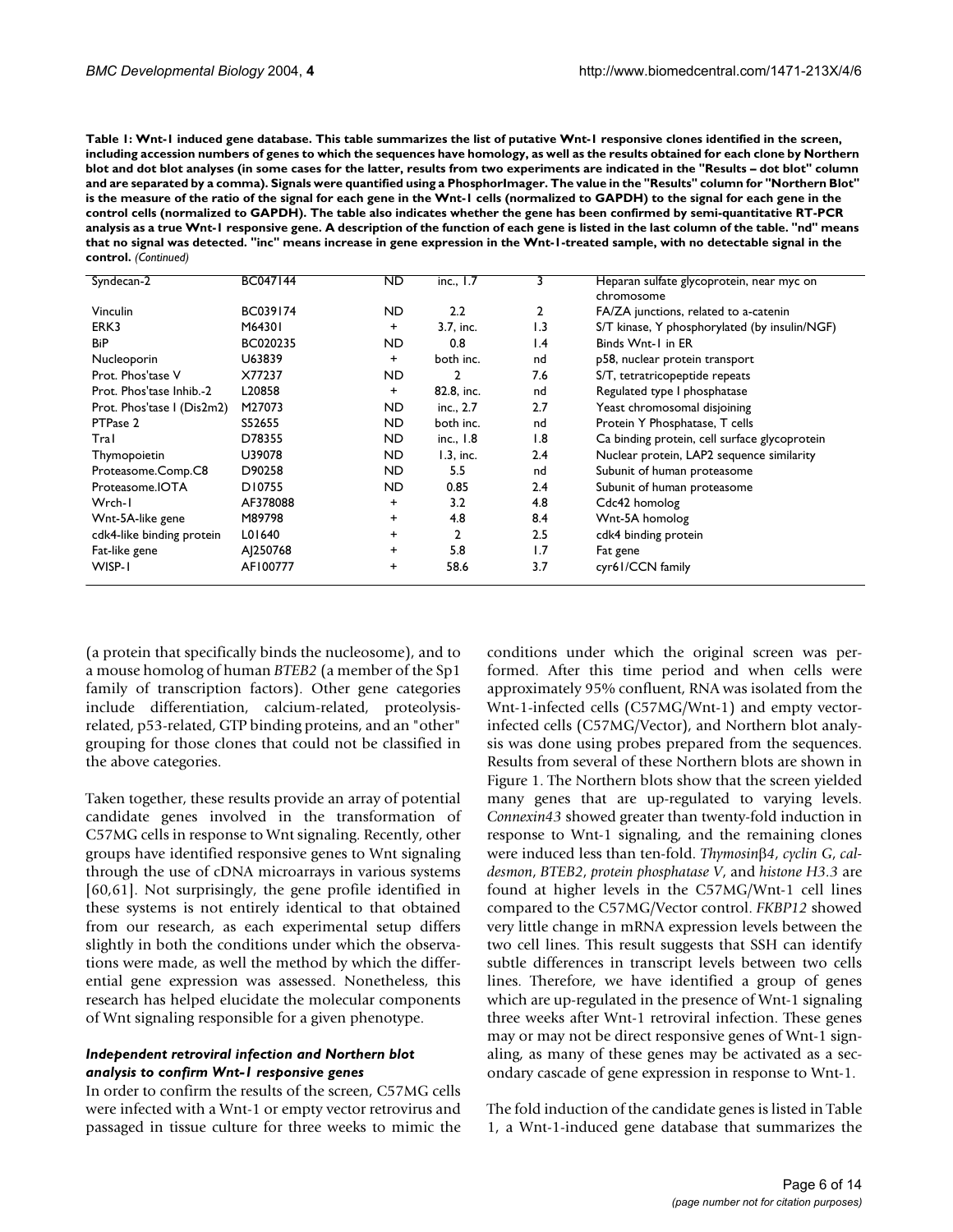**Table 1: Wnt-1 induced gene database. This table summarizes the list of putative Wnt-1 responsive clones identified in the screen, including accession numbers of genes to which the sequences have homology, as well as the results obtained for each clone by Northern blot and dot blot analyses (in some cases for the latter, results from two experiments are indicated in the "Results – dot blot" column and are separated by a comma). Signals were quantified using a PhosphorImager. The value in the "Results" column for "Northern Blot" is the measure of the ratio of the signal for each gene in the Wnt-1 cells (normalized to GAPDH) to the signal for each gene in the control cells (normalized to GAPDH). The table also indicates whether the gene has been confirmed by semi-quantitative RT-PCR analysis as a true Wnt-1 responsive gene. A description of the function of each gene is listed in the last column of the table. "nd" means that no signal was detected. "inc" means increase in gene expression in the Wnt-1-treated sample, with no detectable signal in the control.** *(Continued)*

| | | | | | |
|---|---|---|---|---|---|
| Syndecan-2 | BC047144 | ND | inc., 1.7 | 3 | Heparan sulfate glycoprotein, near myc on chromosome |
| Vinculin | BC039174 | ND | 2.2 | 2 | FA/ZA junctions, related to a-catenin |
| ERK3 | M64301 | + | 3.7, inc. | 1.3 | S/T kinase, Y phosphorylated (by insulin/NGF) |
| BiP | BC020235 | ND | 0.8 | 1.4 | Binds Wnt-1 in ER |
| Nucleoporin | U63839 | + | both inc. | nd | p58, nuclear protein transport |
| Prot. Phos'tase V | X77237 | ND | 2 | 7.6 | S/T, tetratricopeptide repeats |
| Prot. Phos'tase Inhib.-2 | L20858 | + | 82.8, inc. | nd | Regulated type I phosphatase |
| Prot. Phos'tase I (Dis2m2) | M27073 | ND | inc., 2.7 | 2.7 | Yeast chromosomal disjoining |
| PTPase 2 | S52655 | ND | both inc. | nd | Protein Y Phosphatase, T cells |
| Tra1 | D78355 | ND | inc., 1.8 | 1.8 | Ca binding protein, cell surface glycoprotein |
| Thymopoietin | U39078 | ND | 1.3, inc. | 2.4 | Nuclear protein, LAP2 sequence similarity |
| Proteasome.Comp.C8 | D90258 | ND | 5.5 | nd | Subunit of human proteasome |
| Proteasome.IOTA | D10755 | ND | 0.85 | 2.4 | Subunit of human proteasome |
| Wrch-1 | AF378088 | + | 3.2 | 4.8 | Cdc42 homolog |
| Wnt-5A-like gene | M89798 | + | 4.8 | 8.4 | Wnt-5A homolog |
| cdk4-like binding protein | L01640 | + | 2 | 2.5 | cdk4 binding protein |
| Fat-like gene | AJ250768 | + | 5.8 | 1.7 | Fat gene |
| WISP-1 | AF100777 | + | 58.6 | 3.7 | cyr61/CCN family |

(a protein that specifically binds the nucleosome), and to a mouse homolog of human *BTEB2* (a member of the Sp1 family of transcription factors). Other gene categories include differentiation, calcium-related, proteolysis-related, p53-related, GTP binding proteins, and an "other" grouping for those clones that could not be classified in the above categories.

Taken together, these results provide an array of potential candidate genes involved in the transformation of C57MG cells in response to Wnt signaling. Recently, other groups have identified responsive genes to Wnt signaling through the use of cDNA microarrays in various systems [60,61]. Not surprisingly, the gene profile identified in these systems is not entirely identical to that obtained from our research, as each experimental setup differs slightly in both the conditions under which the observations were made, as well the method by which the differential gene expression was assessed. Nonetheless, this research has helped elucidate the molecular components of Wnt signaling responsible for a given phenotype.

### *Independent retroviral infection and Northern blot analysis to confirm Wnt-1 responsive genes*

In order to confirm the results of the screen, C57MG cells were infected with a Wnt-1 or empty vector retrovirus and passaged in tissue culture for three weeks to mimic the conditions under which the original screen was performed. After this time period and when cells were approximately 95% confluent, RNA was isolated from the Wnt-1-infected cells (C57MG/Wnt-1) and empty vector-infected cells (C57MG/Vector), and Northern blot analysis was done using probes prepared from the sequences. Results from several of these Northern blots are shown in Figure 1. The Northern blots show that the screen yielded many genes that are up-regulated to varying levels. *Connexin43* showed greater than twenty-fold induction in response to Wnt-1 signaling, and the remaining clones were induced less than ten-fold. *Thymosin*$\beta$*4*, *cyclin G*, *caldesmon*, *BTEB2*, *protein phosphatase V*, and *histone H3.3* are found at higher levels in the C57MG/Wnt-1 cell lines compared to the C57MG/Vector control. *FKBP12* showed very little change in mRNA expression levels between the two cell lines. This result suggests that SSH can identify subtle differences in transcript levels between two cells lines. Therefore, we have identified a group of genes which are up-regulated in the presence of Wnt-1 signaling three weeks after Wnt-1 retroviral infection. These genes may or may not be direct responsive genes of Wnt-1 signaling, as many of these genes may be activated as a secondary cascade of gene expression in response to Wnt-1.

The fold induction of the candidate genes is listed in Table 1, a Wnt-1-induced gene database that summarizes the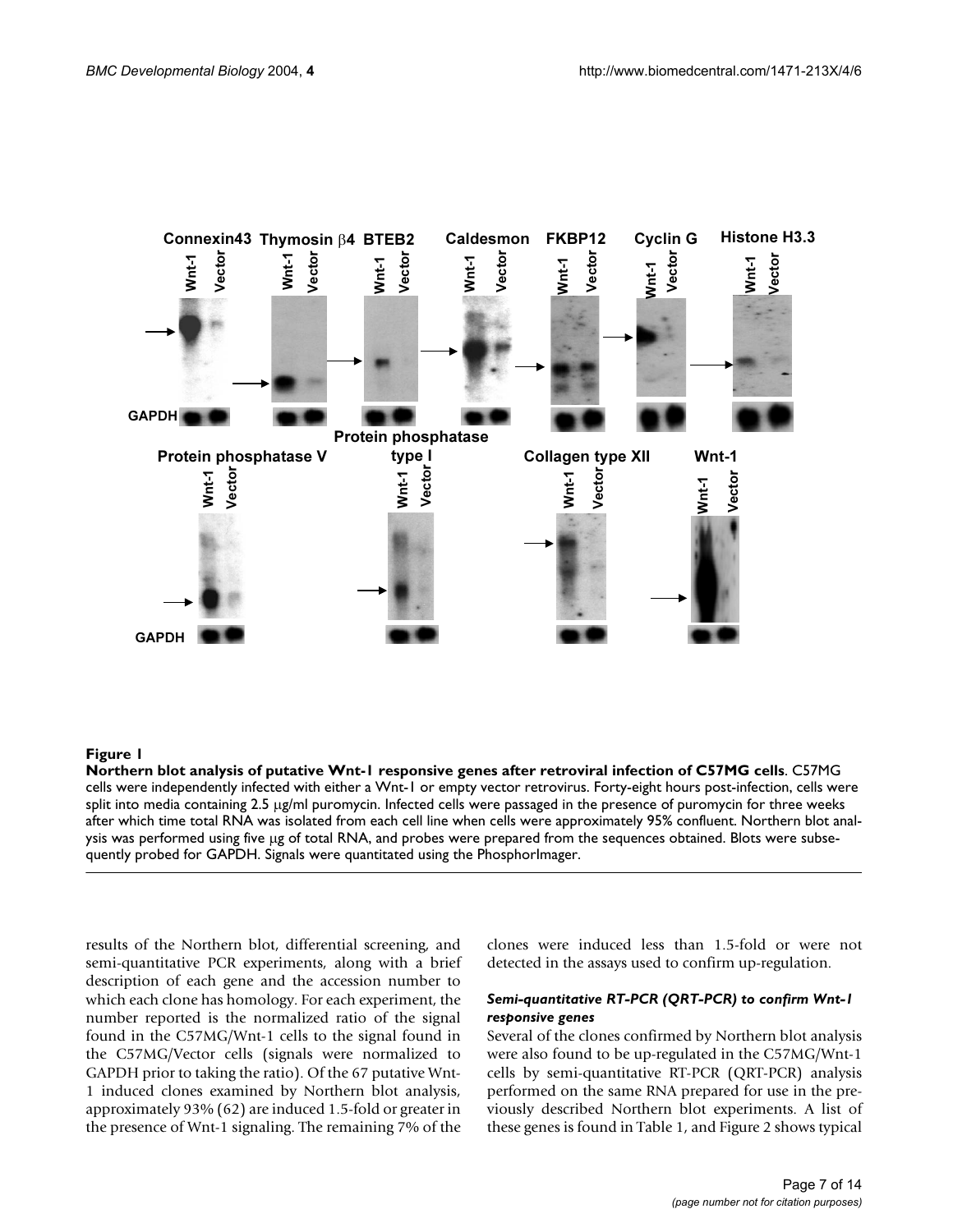**Figure 1**

**Northern blot analysis of putative Wnt-1 responsive genes after retroviral infection of C57MG cells**. C57MG cells were independently infected with either a Wnt-1 or empty vector retrovirus. Forty-eight hours post-infection, cells were split into media containing 2.5 μg/ml puromycin. Infected cells were passaged in the presence of puromycin for three weeks after which time total RNA was isolated from each cell line when cells were approximately 95% confluent. Northern blot analysis was performed using five μg of total RNA, and probes were prepared from the sequences obtained. Blots were subsequently probed for GAPDH. Signals were quantitated using the PhosphorImager.

results of the Northern blot, differential screening, and semi-quantitative PCR experiments, along with a brief description of each gene and the accession number to which each clone has homology. For each experiment, the number reported is the normalized ratio of the signal found in the C57MG/Wnt-1 cells to the signal found in the C57MG/Vector cells (signals were normalized to GAPDH prior to taking the ratio). Of the 67 putative Wnt-1 induced clones examined by Northern blot analysis, approximately 93% (62) are induced 1.5-fold or greater in the presence of Wnt-1 signaling. The remaining 7% of the clones were induced less than 1.5-fold or were not detected in the assays used to confirm up-regulation.

### *Semi-quantitative RT-PCR (QRT-PCR) to confirm Wnt-1 responsive genes*

Several of the clones confirmed by Northern blot analysis were also found to be up-regulated in the C57MG/Wnt-1 cells by semi-quantitative RT-PCR (QRT-PCR) analysis performed on the same RNA prepared for use in the previously described Northern blot experiments. A list of these genes is found in Table 1, and Figure 2 shows typical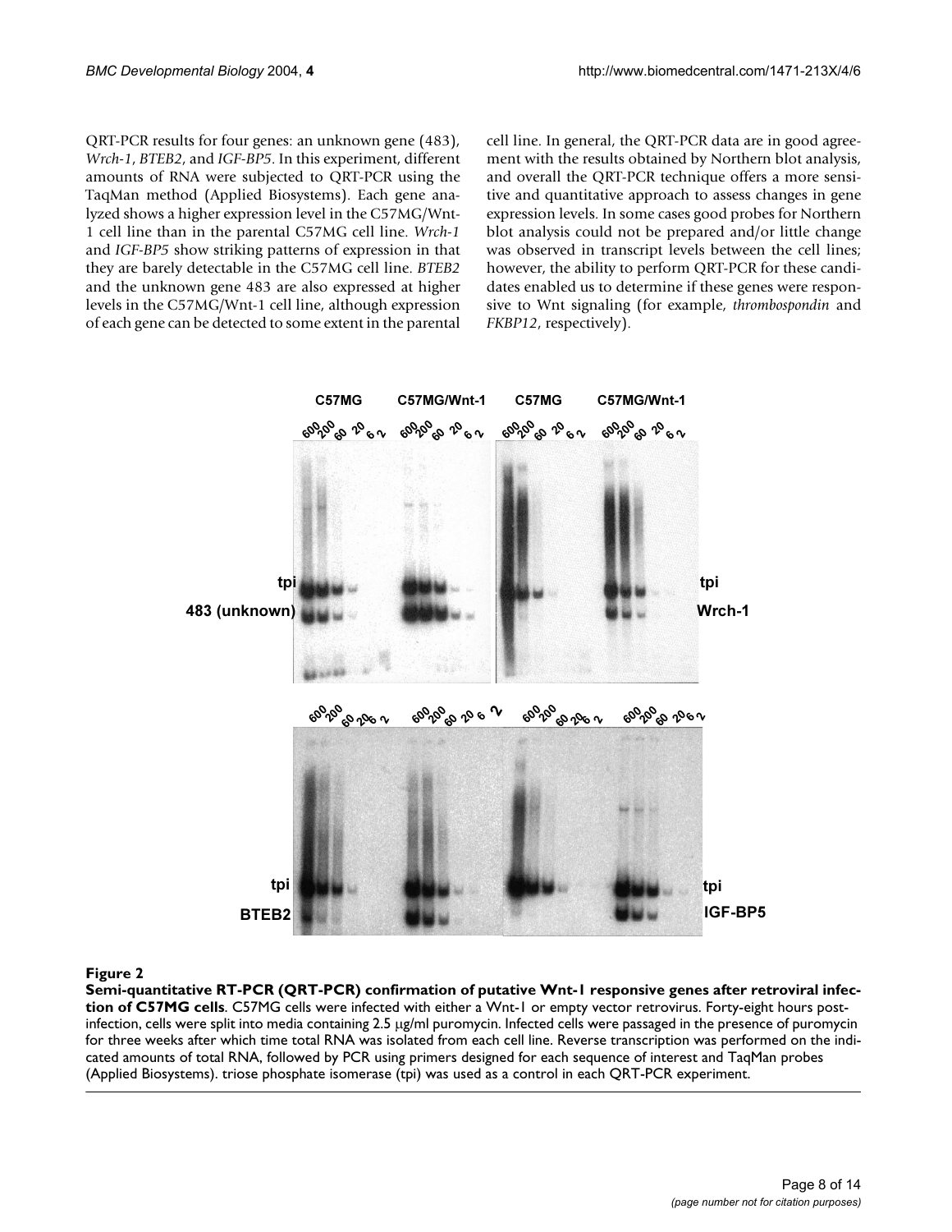QRT-PCR results for four genes: an unknown gene (483), *Wrch-1*, *BTEB2*, and *IGF-BP5*. In this experiment, different amounts of RNA were subjected to QRT-PCR using the TaqMan method (Applied Biosystems). Each gene analyzed shows a higher expression level in the C57MG/Wnt-1 cell line than in the parental C57MG cell line. *Wrch-1* and *IGF-BP5* show striking patterns of expression in that they are barely detectable in the C57MG cell line. *BTEB2* and the unknown gene 483 are also expressed at higher levels in the C57MG/Wnt-1 cell line, although expression of each gene can be detected to some extent in the parental cell line. In general, the QRT-PCR data are in good agreement with the results obtained by Northern blot analysis, and overall the QRT-PCR technique offers a more sensitive and quantitative approach to assess changes in gene expression levels. In some cases good probes for Northern blot analysis could not be prepared and/or little change was observed in transcript levels between the cell lines; however, the ability to perform QRT-PCR for these candidates enabled us to determine if these genes were responsive to Wnt signaling (for example, *thrombospondin* and *FKBP12*, respectively).

**Figure 2**

**Semi-quantitative RT-PCR (QRT-PCR) confirmation of putative Wnt-1 responsive genes after retroviral infection of C57MG cells**. C57MG cells were infected with either a Wnt-1 or empty vector retrovirus. Forty-eight hours post-infection, cells were split into media containing 2.5 μg/ml puromycin. Infected cells were passaged in the presence of puromycin for three weeks after which time total RNA was isolated from each cell line. Reverse transcription was performed on the indicated amounts of total RNA, followed by PCR using primers designed for each sequence of interest and TaqMan probes (Applied Biosystems). triose phosphate isomerase (tpi) was used as a control in each QRT-PCR experiment.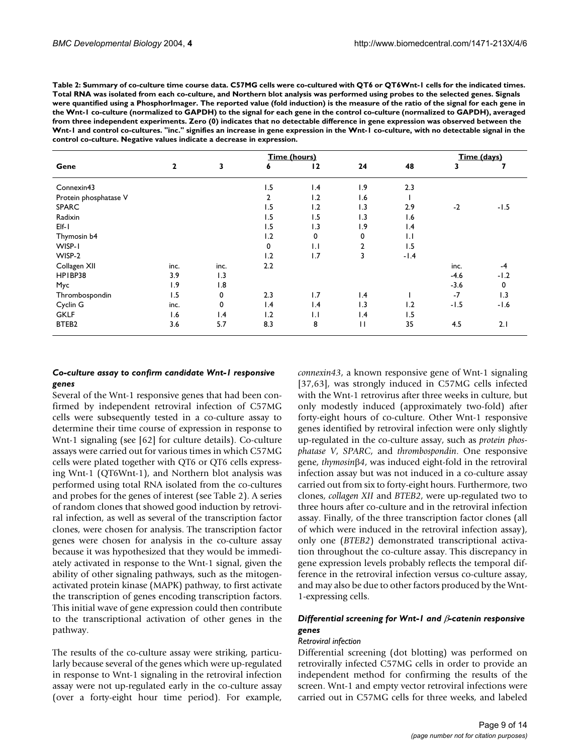**Table 2: Summary of co-culture time course data. C57MG cells were co-cultured with QT6 or QT6Wnt-1 cells for the indicated times. Total RNA was isolated from each co-culture, and Northern blot analysis was performed using probes to the selected genes. Signals were quantified using a PhosphorImager. The reported value (fold induction) is the measure of the ratio of the signal for each gene in the Wnt-1 co-culture (normalized to GAPDH) to the signal for each gene in the control co-culture (normalized to GAPDH), averaged from three independent experiments. Zero (0) indicates that no detectable difference in gene expression was observed between the Wnt-1 and control co-cultures. "inc." signifies an increase in gene expression in the Wnt-1 co-culture, with no detectable signal in the control co-culture. Negative values indicate a decrease in expression.**

| | Time (hours) | | | | | | Time (days) | |
|---|---|---|---|---|---|---|---|---|
| **Gene** | **2** | **3** | **6** | **12** | **24** | **48** | **3** | **7** |
| Connexin43 | | | 1.5 | 1.4 | 1.9 | 2.3 | | |
| Protein phosphatase V | | | 2 | 1.2 | 1.6 | 1 | | |
| SPARC | | | 1.5 | 1.2 | 1.3 | 2.9 | -2 | -1.5 |
| Radixin | | | 1.5 | 1.5 | 1.3 | 1.6 | | |
| Elf-1 | | | 1.5 | 1.3 | 1.9 | 1.4 | | |
| Thymosin b4 | | | 1.2 | 0 | 0 | 1.1 | | |
| WISP-1 | | | 0 | 1.1 | 2 | 1.5 | | |
| WISP-2 | | | 1.2 | 1.7 | 3 | -1.4 | | |
| Collagen XII | inc. | inc. | 2.2 | | | | inc. | -4 |
| HP1BP38 | 3.9 | 1.3 | | | | | -4.6 | -1.2 |
| Myc | 1.9 | 1.8 | | | | | -3.6 | 0 |
| Thrombospondin | 1.5 | 0 | 2.3 | 1.7 | 1.4 | 1 | -7 | 1.3 |
| Cyclin G | inc. | 0 | 1.4 | 1.4 | 1.3 | 1.2 | -1.5 | -1.6 |
| GKLF | 1.6 | 1.4 | 1.2 | 1.1 | 1.4 | 1.5 | | |
| BTEB2 | 3.6 | 5.7 | 8.3 | 8 | 11 | 35 | 4.5 | 2.1 |

### *Co-culture assay to confirm candidate Wnt-1 responsive genes*

Several of the Wnt-1 responsive genes that had been confirmed by independent retroviral infection of C57MG cells were subsequently tested in a co-culture assay to determine their time course of expression in response to Wnt-1 signaling (see [62] for culture details). Co-culture assays were carried out for various times in which C57MG cells were plated together with QT6 or QT6 cells expressing Wnt-1 (QT6Wnt-1), and Northern blot analysis was performed using total RNA isolated from the co-cultures and probes for the genes of interest (see Table 2). A series of random clones that showed good induction by retroviral infection, as well as several of the transcription factor clones, were chosen for analysis. The transcription factor genes were chosen for analysis in the co-culture assay because it was hypothesized that they would be immediately activated in response to the Wnt-1 signal, given the ability of other signaling pathways, such as the mitogen-activated protein kinase (MAPK) pathway, to first activate the transcription of genes encoding transcription factors. This initial wave of gene expression could then contribute to the transcriptional activation of other genes in the pathway.

The results of the co-culture assay were striking, particularly because several of the genes which were up-regulated in response to Wnt-1 signaling in the retroviral infection assay were not up-regulated early in the co-culture assay (over a forty-eight hour time period). For example, *connexin43*, a known responsive gene of Wnt-1 signaling [37,63], was strongly induced in C57MG cells infected with the Wnt-1 retrovirus after three weeks in culture, but only modestly induced (approximately two-fold) after forty-eight hours of co-culture. Other Wnt-1 responsive genes identified by retroviral infection were only slightly up-regulated in the co-culture assay, such as *protein phosphatase V*, *SPARC*, and *thrombospondin*. One responsive gene, *thymosin*β*4*, was induced eight-fold in the retroviral infection assay but was not induced in a co-culture assay carried out from six to forty-eight hours. Furthermore, two clones, *collagen XII* and *BTEB2*, were up-regulated two to three hours after co-culture and in the retroviral infection assay. Finally, of the three transcription factor clones (all of which were induced in the retroviral infection assay), only one (*BTEB2*) demonstrated transcriptional activation throughout the co-culture assay. This discrepancy in gene expression levels probably reflects the temporal difference in the retroviral infection versus co-culture assay, and may also be due to other factors produced by the Wnt-1-expressing cells.

### *Differential screening for Wnt-1 and β-catenin responsive genes*

#### *Retroviral infection*

Differential screening (dot blotting) was performed on retrovirally infected C57MG cells in order to provide an independent method for confirming the results of the screen. Wnt-1 and empty vector retroviral infections were carried out in C57MG cells for three weeks, and labeled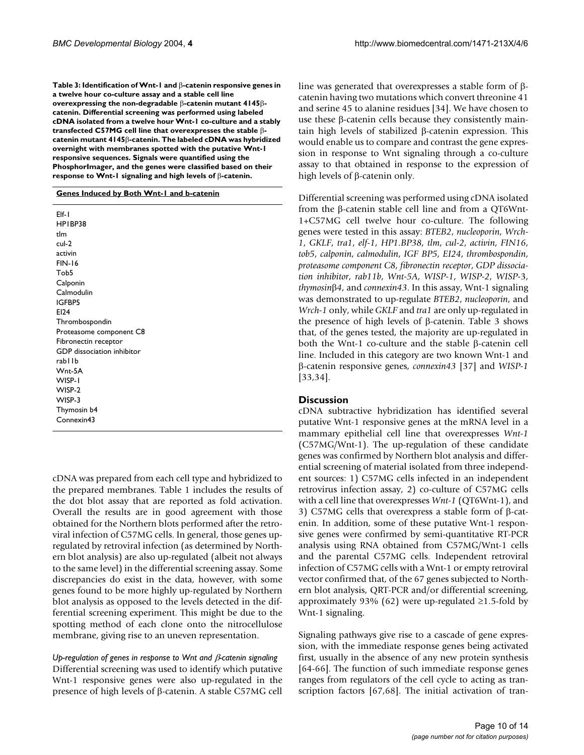**Table 3: Identification of Wnt-1 and β-catenin responsive genes in a twelve hour co-culture assay and a stable cell line overexpressing the non-degradable β-catenin mutant 4145β-catenin. Differential screening was performed using labeled cDNA isolated from a twelve hour Wnt-1 co-culture and a stably transfected C57MG cell line that overexpresses the stable β-catenin mutant 4145β-catenin. The labeled cDNA was hybridized overnight with membranes spotted with the putative Wnt-1 responsive sequences. Signals were quantified using the PhosphorImager, and the genes were classified based on their response to Wnt-1 signaling and high levels of β-catenin.**

| Genes Induced by Both Wnt-1 and b-catenin |
| --- |
| Elf-1 |
| HP1BP38 |
| tlm |
| cul-2 |
| activin |
| FIN-16 |
| Tob5 |
| Calponin |
| Calmodulin |
| IGFBP5 |
| EI24 |
| Thrombospondin |
| Proteasome component C8 |
| Fibronectin receptor |
| GDP dissociation inhibitor |
| rab11b |
| Wnt-5A |
| WISP-1 |
| WISP-2 |
| WISP-3 |
| Thymosin b4 |
| Connexin43 |

cDNA was prepared from each cell type and hybridized to the prepared membranes. Table 1 includes the results of the dot blot assay that are reported as fold activation. Overall the results are in good agreement with those obtained for the Northern blots performed after the retroviral infection of C57MG cells. In general, those genes up-regulated by retroviral infection (as determined by Northern blot analysis) are also up-regulated (albeit not always to the same level) in the differential screening assay. Some discrepancies do exist in the data, however, with some genes found to be more highly up-regulated by Northern blot analysis as opposed to the levels detected in the differential screening experiment. This might be due to the spotting method of each clone onto the nitrocellulose membrane, giving rise to an uneven representation.

### *Up-regulation of genes in response to Wnt and β-catenin signaling*

Differential screening was used to identify which putative Wnt-1 responsive genes were also up-regulated in the presence of high levels of β-catenin. A stable C57MG cell line was generated that overexpresses a stable form of β-catenin having two mutations which convert threonine 41 and serine 45 to alanine residues [34]. We have chosen to use these β-catenin cells because they consistently maintain high levels of stabilized β-catenin expression. This would enable us to compare and contrast the gene expression in response to Wnt signaling through a co-culture assay to that obtained in response to the expression of high levels of β-catenin only.

Differential screening was performed using cDNA isolated from the β-catenin stable cell line and from a QT6Wnt-1+C57MG cell twelve hour co-culture. The following genes were tested in this assay: *BTEB2*, *nucleoporin*, *Wrch-1*, *GKLF*, *tra1*, *elf-1*, *HP1.BP38*, *tlm*, *cul-2*, *activin*, *FIN16*, *tob5*, *calponin*, *calmodulin*, *IGF BP5*, *EI24*, *thrombospondin*, *proteasome component C8*, *fibronectin receptor*, *GDP dissociation inhibitor*, *rab11b*, *Wnt-5A*, *WISP-1*, *WISP-2*, *WISP-3*, *thymosinβ4*, and *connexin43*. In this assay, Wnt-1 signaling was demonstrated to up-regulate *BTEB2*, *nucleoporin*, and *Wrch-1* only, while *GKLF* and *tra1* are only up-regulated in the presence of high levels of β-catenin. Table 3 shows that, of the genes tested, the majority are up-regulated in both the Wnt-1 co-culture and the stable β-catenin cell line. Included in this category are two known Wnt-1 and β-catenin responsive genes, *connexin43* [37] and *WISP-1* [33,34].

## Discussion

cDNA subtractive hybridization has identified several putative Wnt-1 responsive genes at the mRNA level in a mammary epithelial cell line that overexpresses *Wnt-1* (C57MG/Wnt-1). The up-regulation of these candidate genes was confirmed by Northern blot analysis and differential screening of material isolated from three independent sources: 1) C57MG cells infected in an independent retrovirus infection assay, 2) co-culture of C57MG cells with a cell line that overexpresses *Wnt-1* (QT6Wnt-1), and 3) C57MG cells that overexpress a stable form of β-catenin. In addition, some of these putative Wnt-1 responsive genes were confirmed by semi-quantitative RT-PCR analysis using RNA obtained from C57MG/Wnt-1 cells and the parental C57MG cells. Independent retroviral infection of C57MG cells with a Wnt-1 or empty retroviral vector confirmed that, of the 67 genes subjected to Northern blot analysis, QRT-PCR and/or differential screening, approximately 93% (62) were up-regulated ≥1.5-fold by Wnt-1 signaling.

Signaling pathways give rise to a cascade of gene expression, with the immediate response genes being activated first, usually in the absence of any new protein synthesis [64-66]. The function of such immediate response genes ranges from regulators of the cell cycle to acting as transcription factors [67,68]. The initial activation of tran-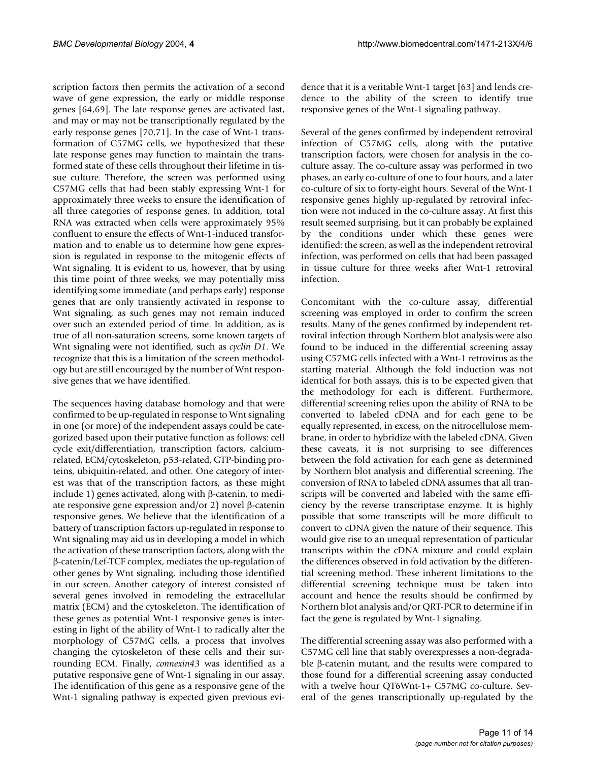scription factors then permits the activation of a second wave of gene expression, the early or middle response genes [64,69]. The late response genes are activated last, and may or may not be transcriptionally regulated by the early response genes [70,71]. In the case of Wnt-1 transformation of C57MG cells, we hypothesized that these late response genes may function to maintain the transformed state of these cells throughout their lifetime in tissue culture. Therefore, the screen was performed using C57MG cells that had been stably expressing Wnt-1 for approximately three weeks to ensure the identification of all three categories of response genes. In addition, total RNA was extracted when cells were approximately 95% confluent to ensure the effects of Wnt-1-induced transformation and to enable us to determine how gene expression is regulated in response to the mitogenic effects of Wnt signaling. It is evident to us, however, that by using this time point of three weeks, we may potentially miss identifying some immediate (and perhaps early) response genes that are only transiently activated in response to Wnt signaling, as such genes may not remain induced over such an extended period of time. In addition, as is true of all non-saturation screens, some known targets of Wnt signaling were not identified, such as *cyclin D1*. We recognize that this is a limitation of the screen methodology but are still encouraged by the number of Wnt responsive genes that we have identified.

The sequences having database homology and that were confirmed to be up-regulated in response to Wnt signaling in one (or more) of the independent assays could be categorized based upon their putative function as follows: cell cycle exit/differentiation, transcription factors, calcium-related, ECM/cytoskeleton, p53-related, GTP-binding proteins, ubiquitin-related, and other. One category of interest was that of the transcription factors, as these might include 1) genes activated, along with β-catenin, to mediate responsive gene expression and/or 2) novel β-catenin responsive genes. We believe that the identification of a battery of transcription factors up-regulated in response to Wnt signaling may aid us in developing a model in which the activation of these transcription factors, along with the β-catenin/Lef-TCF complex, mediates the up-regulation of other genes by Wnt signaling, including those identified in our screen. Another category of interest consisted of several genes involved in remodeling the extracellular matrix (ECM) and the cytoskeleton. The identification of these genes as potential Wnt-1 responsive genes is interesting in light of the ability of Wnt-1 to radically alter the morphology of C57MG cells, a process that involves changing the cytoskeleton of these cells and their surrounding ECM. Finally, *connexin43* was identified as a putative responsive gene of Wnt-1 signaling in our assay. The identification of this gene as a responsive gene of the Wnt-1 signaling pathway is expected given previous evidence that it is a veritable Wnt-1 target [63] and lends credence to the ability of the screen to identify true responsive genes of the Wnt-1 signaling pathway.

Several of the genes confirmed by independent retroviral infection of C57MG cells, along with the putative transcription factors, were chosen for analysis in the co-culture assay. The co-culture assay was performed in two phases, an early co-culture of one to four hours, and a later co-culture of six to forty-eight hours. Several of the Wnt-1 responsive genes highly up-regulated by retroviral infection were not induced in the co-culture assay. At first this result seemed surprising, but it can probably be explained by the conditions under which these genes were identified: the screen, as well as the independent retroviral infection, was performed on cells that had been passaged in tissue culture for three weeks after Wnt-1 retroviral infection.

Concomitant with the co-culture assay, differential screening was employed in order to confirm the screen results. Many of the genes confirmed by independent retroviral infection through Northern blot analysis were also found to be induced in the differential screening assay using C57MG cells infected with a Wnt-1 retrovirus as the starting material. Although the fold induction was not identical for both assays, this is to be expected given that the methodology for each is different. Furthermore, differential screening relies upon the ability of RNA to be converted to labeled cDNA and for each gene to be equally represented, in excess, on the nitrocellulose membrane, in order to hybridize with the labeled cDNA. Given these caveats, it is not surprising to see differences between the fold activation for each gene as determined by Northern blot analysis and differential screening. The conversion of RNA to labeled cDNA assumes that all transcripts will be converted and labeled with the same efficiency by the reverse transcriptase enzyme. It is highly possible that some transcripts will be more difficult to convert to cDNA given the nature of their sequence. This would give rise to an unequal representation of particular transcripts within the cDNA mixture and could explain the differences observed in fold activation by the differential screening method. These inherent limitations to the differential screening technique must be taken into account and hence the results should be confirmed by Northern blot analysis and/or QRT-PCR to determine if in fact the gene is regulated by Wnt-1 signaling.

The differential screening assay was also performed with a C57MG cell line that stably overexpresses a non-degradable β-catenin mutant, and the results were compared to those found for a differential screening assay conducted with a twelve hour QT6Wnt-1+ C57MG co-culture. Several of the genes transcriptionally up-regulated by the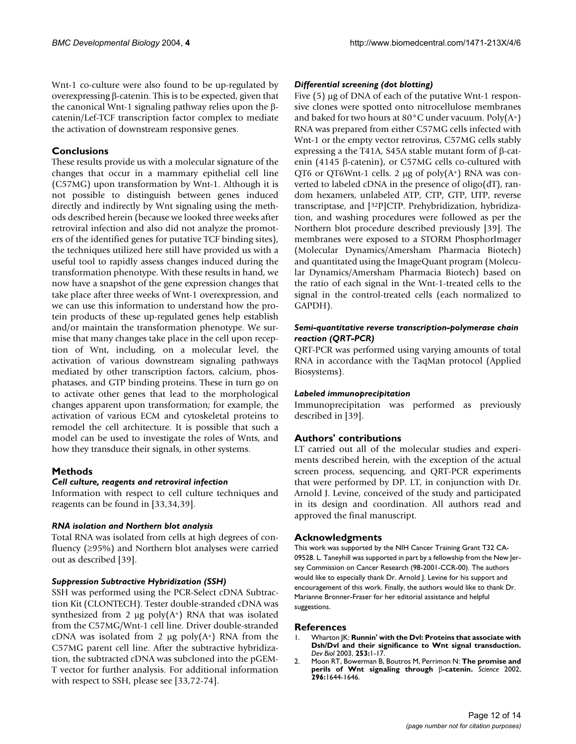Wnt-1 co-culture were also found to be up-regulated by overexpressing β-catenin. This is to be expected, given that the canonical Wnt-1 signaling pathway relies upon the β-catenin/Lef-TCF transcription factor complex to mediate the activation of downstream responsive genes.

## Conclusions

These results provide us with a molecular signature of the changes that occur in a mammary epithelial cell line (C57MG) upon transformation by Wnt-1. Although it is not possible to distinguish between genes induced directly and indirectly by Wnt signaling using the methods described herein (because we looked three weeks after retroviral infection and also did not analyze the promoters of the identified genes for putative TCF binding sites), the techniques utilized here still have provided us with a useful tool to rapidly assess changes induced during the transformation phenotype. With these results in hand, we now have a snapshot of the gene expression changes that take place after three weeks of Wnt-1 overexpression, and we can use this information to understand how the protein products of these up-regulated genes help establish and/or maintain the transformation phenotype. We surmise that many changes take place in the cell upon reception of Wnt, including, on a molecular level, the activation of various downstream signaling pathways mediated by other transcription factors, calcium, phosphatases, and GTP binding proteins. These in turn go on to activate other genes that lead to the morphological changes apparent upon transformation; for example, the activation of various ECM and cytoskeletal proteins to remodel the cell architecture. It is possible that such a model can be used to investigate the roles of Wnts, and how they transduce their signals, in other systems.

## Methods

### *Cell culture, reagents and retroviral infection*

Information with respect to cell culture techniques and reagents can be found in [33,34,39].

### *RNA isolation and Northern blot analysis*

Total RNA was isolated from cells at high degrees of confluency (≥95%) and Northern blot analyses were carried out as described [39].

### *Suppression Subtractive Hybridization (SSH)*

SSH was performed using the PCR-Select cDNA Subtraction Kit (CLONTECH). Tester double-stranded cDNA was synthesized from 2 μg poly($A^+$) RNA that was isolated from the C57MG/Wnt-1 cell line. Driver double-stranded cDNA was isolated from 2 μg poly($A^+$) RNA from the C57MG parent cell line. After the subtractive hybridization, the subtracted cDNA was subcloned into the pGEM-T vector for further analysis. For additional information with respect to SSH, please see [33,72-74].

### *Differential screening (dot blotting)*

Five (5) μg of DNA of each of the putative Wnt-1 responsive clones were spotted onto nitrocellulose membranes and baked for two hours at 80°C under vacuum. Poly($A^+$) RNA was prepared from either C57MG cells infected with Wnt-1 or the empty vector retrovirus, C57MG cells stably expressing a the T41A, S45A stable mutant form of β-catenin (4145 β-catenin), or C57MG cells co-cultured with QT6 or QT6Wnt-1 cells. 2 μg of poly($A^+$) RNA was converted to labeled cDNA in the presence of oligo(dT), random hexamers, unlabeled ATP, CTP, GTP, UTP, reverse transcriptase, and [$^{32}$P]CTP. Prehybridization, hybridization, and washing procedures were followed as per the Northern blot procedure described previously [39]. The membranes were exposed to a STORM PhosphorImager (Molecular Dynamics/Amersham Pharmacia Biotech) and quantitated using the ImageQuant program (Molecular Dynamics/Amersham Pharmacia Biotech) based on the ratio of each signal in the Wnt-1-treated cells to the signal in the control-treated cells (each normalized to GAPDH).

### *Semi-quantitative reverse transcription-polymerase chain reaction (QRT-PCR)*

QRT-PCR was performed using varying amounts of total RNA in accordance with the TaqMan protocol (Applied Biosystems).

### *Labeled immunoprecipitation*

Immunoprecipitation was performed as previously described in [39].

## Authors' contributions

LT carried out all of the molecular studies and experiments described herein, with the exception of the actual screen process, sequencing, and QRT-PCR experiments that were performed by DP. LT, in conjunction with Dr. Arnold J. Levine, conceived of the study and participated in its design and coordination. All authors read and approved the final manuscript.

## Acknowledgments

This work was supported by the NIH Cancer Training Grant T32 CA-09528. L. Taneyhill was supported in part by a fellowship from the New Jersey Commission on Cancer Research (98-2001-CCR-00). The authors would like to especially thank Dr. Arnold J. Levine for his support and encouragement of this work. Finally, the authors would like to thank Dr. Marianne Bronner-Fraser for her editorial assistance and helpful suggestions.

## References

1. Wharton JK: **Runnin' with the Dvl: Proteins that associate with Dsh/Dvl and their significance to Wnt signal transduction.** *Dev Biol* 2003, **253:**1-17.
2. Moon RT, Bowerman B, Boutros M, Perrimon N: **The promise and perils of Wnt signaling through β-catenin.** *Science* 2002, **296:**1644-1646.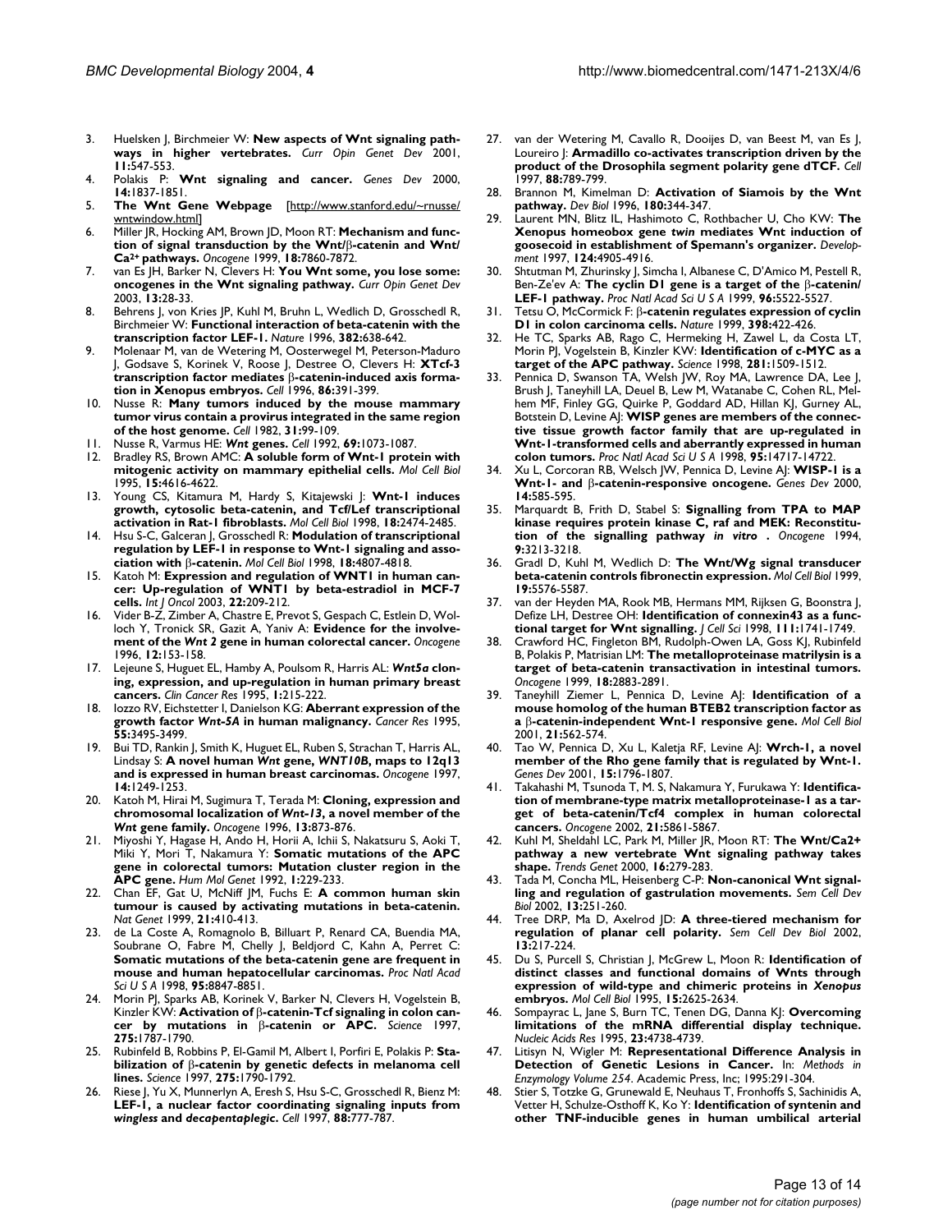3. Huelsken J, Birchmeier W: **New aspects of Wnt signaling pathways in higher vertebrates.** *Curr Opin Genet Dev* 2001, **11:**547-553.
4. Polakis P: **Wnt signaling and cancer.** *Genes Dev* 2000, **14:**1837-1851.
5. **The Wnt Gene Webpage** [http://www.stanford.edu/~rnusse/wntwindow.html]
6. Miller JR, Hocking AM, Brown JD, Moon RT: **Mechanism and function of signal transduction by the Wnt/β-catenin and Wnt/Ca2+ pathways.** *Oncogene* 1999, **18:**7860-7872.
7. van Es JH, Barker N, Clevers H: **You Wnt some, you lose some: oncogenes in the Wnt signaling pathway.** *Curr Opin Genet Dev* 2003, **13:**28-33.
8. Behrens J, von Kries JP, Kuhl M, Bruhn L, Wedlich D, Grosschedl R, Birchmeier W: **Functional interaction of beta-catenin with the transcription factor LEF-1.** *Nature* 1996, **382:**638-642.
9. Molenaar M, van de Wetering M, Oosterwegel M, Peterson-Maduro J, Godsave S, Korinek V, Roose J, Destree O, Clevers H: **XTcf-3 transcription factor mediates β-catenin-induced axis formation in Xenopus embryos.** *Cell* 1996, **86:**391-399.
10. Nusse R: **Many tumors induced by the mouse mammary tumor virus contain a provirus integrated in the same region of the host genome.** *Cell* 1982, **31:**99-109.
11. Nusse R, Varmus HE: ***Wnt* genes.** *Cell* 1992, **69:**1073-1087.
12. Bradley RS, Brown AMC: **A soluble form of Wnt-1 protein with mitogenic activity on mammary epithelial cells.** *Mol Cell Biol* 1995, **15:**4616-4622.
13. Young CS, Kitamura M, Hardy S, Kitajewski J: **Wnt-1 induces growth, cytosolic beta-catenin, and Tcf/Lef transcriptional activation in Rat-1 fibroblasts.** *Mol Cell Biol* 1998, **18:**2474-2485.
14. Hsu S-C, Galceran J, Grosschedl R: **Modulation of transcriptional regulation by LEF-1 in response to Wnt-1 signaling and association with β-catenin.** *Mol Cell Biol* 1998, **18:**4807-4818.
15. Katoh M: **Expression and regulation of WNT1 in human cancer: Up-regulation of WNT1 by beta-estradiol in MCF-7 cells.** *Int J Oncol* 2003, **22:**209-212.
16. Vider B-Z, Zimber A, Chastre E, Prevot S, Gespach C, Estlein D, Wolloch Y, Tronick SR, Gazit A, Yaniv A: **Evidence for the involvement of the *Wnt 2* gene in human colorectal cancer.** *Oncogene* 1996, **12:**153-158.
17. Lejeune S, Huguet EL, Hamby A, Poulsom R, Harris AL: ***Wnt5a* cloning, expression, and up-regulation in human primary breast cancers.** *Clin Cancer Res* 1995, **1:**215-222.
18. Iozzo RV, Eichstetter I, Danielson KG: **Aberrant expression of the growth factor *Wnt-5A* in human malignancy.** *Cancer Res* 1995, **55:**3495-3499.
19. Bui TD, Rankin J, Smith K, Huguet EL, Ruben S, Strachan T, Harris AL, Lindsay S: **A novel human *Wnt* gene, *WNT10B*, maps to 12q13 and is expressed in human breast carcinomas.** *Oncogene* 1997, **14:**1249-1253.
20. Katoh M, Hirai M, Sugimura T, Terada M: **Cloning, expression and chromosomal localization of *Wnt-13*, a novel member of the *Wnt* gene family.** *Oncogene* 1996, **13:**873-876.
21. Miyoshi Y, Hagase H, Ando H, Horii A, Ichii S, Nakatsuru S, Aoki T, Miki Y, Mori T, Nakamura Y: **Somatic mutations of the APC gene in colorectal tumors: Mutation cluster region in the APC gene.** *Hum Mol Genet* 1992, **1:**229-233.
22. Chan EF, Gat U, McNiff JM, Fuchs E: **A common human skin tumour is caused by activating mutations in beta-catenin.** *Nat Genet* 1999, **21:**410-413.
23. de La Coste A, Romagnolo B, Billuart P, Renard CA, Buendia MA, Soubrane O, Fabre M, Chelly J, Beldjord C, Kahn A, Perret C: **Somatic mutations of the beta-catenin gene are frequent in mouse and human hepatocellular carcinomas.** *Proc Natl Acad Sci U S A* 1998, **95:**8847-8851.
24. Morin PJ, Sparks AB, Korinek V, Barker N, Clevers H, Vogelstein B, Kinzler KW: **Activation of β-catenin-Tcf signaling in colon cancer by mutations in β-catenin or APC.** *Science* 1997, **275:**1787-1790.
25. Rubinfeld B, Robbins P, El-Gamil M, Albert I, Porfiri E, Polakis P: **Stabilization of β-catenin by genetic defects in melanoma cell lines.** *Science* 1997, **275:**1790-1792.
26. Riese J, Yu X, Munnerlyn A, Eresh S, Hsu S-C, Grosschedl R, Bienz M: **LEF-1, a nuclear factor coordinating signaling inputs from *wingless* and *decapentaplegic*.** *Cell* 1997, **88:**777-787.
27. van der Wetering M, Cavallo R, Dooijes D, van Beest M, van Es J, Loureiro J: **Armadillo co-activates transcription driven by the product of the Drosophila segment polarity gene dTCF.** *Cell* 1997, **88:**789-799.
28. Brannon M, Kimelman D: **Activation of Siamois by the Wnt pathway.** *Dev Biol* 1996, **180:**344-347.
29. Laurent MN, Blitz IL, Hashimoto C, Rothbacher U, Cho KW: **The Xenopus homeobox gene *twin* mediates Wnt induction of goosecoid in establishment of Spemann's organizer.** *Development* 1997, **124:**4905-4916.
30. Shtutman M, Zhurinsky J, Simcha I, Albanese C, D'Amico M, Pestell R, Ben-Ze'ev A: **The cyclin D1 gene is a target of the β-catenin/LEF-1 pathway.** *Proc Natl Acad Sci U S A* 1999, **96:**5522-5527.
31. Tetsu O, McCormick F: **β-catenin regulates expression of cyclin D1 in colon carcinoma cells.** *Nature* 1999, **398:**422-426.
32. He TC, Sparks AB, Rago C, Hermeking H, Zawel L, da Costa LT, Morin PJ, Vogelstein B, Kinzler KW: **Identification of c-MYC as a target of the APC pathway.** *Science* 1998, **281:**1509-1512.
33. Pennica D, Swanson TA, Welsh JW, Roy MA, Lawrence DA, Lee J, Brush J, Taneyhill LA, Deuel B, Lew M, Watanabe C, Cohen RL, Melhem MF, Finley GG, Quirke P, Goddard AD, Hillan KJ, Gurney AL, Botstein D, Levine AJ: **WISP genes are members of the connective tissue growth factor family that are up-regulated in Wnt-1-transformed cells and aberrantly expressed in human colon tumors.** *Proc Natl Acad Sci U S A* 1998, **95:**14717-14722.
34. Xu L, Corcoran RB, Welsch JW, Pennica D, Levine AJ: **WISP-1 is a Wnt-1- and β-catenin-responsive oncogene.** *Genes Dev* 2000, **14:**585-595.
35. Marquardt B, Frith D, Stabel S: **Signalling from TPA to MAP kinase requires protein kinase C, raf and MEK: Reconstitution of the signalling pathway *in vitro* .** *Oncogene* 1994, **9:**3213-3218.
36. Gradl D, Kuhl M, Wedlich D: **The Wnt/Wg signal transducer beta-catenin controls fibronectin expression.** *Mol Cell Biol* 1999, **19:**5576-5587.
37. van der Heyden MA, Rook MB, Hermans MM, Rijksen G, Boonstra J, Defize LH, Destree OH: **Identification of connexin43 as a functional target for Wnt signalling.** *J Cell Sci* 1998, **111:**1741-1749.
38. Crawford HC, Fingleton BM, Rudolph-Owen LA, Goss KJ, Rubinfeld B, Polakis P, Matrisian LM: **The metalloproteinase matrilysin is a target of beta-catenin transactivation in intestinal tumors.** *Oncogene* 1999, **18:**2883-2891.
39. Taneyhill Ziemer L, Pennica D, Levine AJ: **Identification of a mouse homolog of the human BTEB2 transcription factor as a β-catenin-independent Wnt-1 responsive gene.** *Mol Cell Biol* 2001, **21:**562-574.
40. Tao W, Pennica D, Xu L, Kaletja RF, Levine AJ: **Wrch-1, a novel member of the Rho gene family that is regulated by Wnt-1.** *Genes Dev* 2001, **15:**1796-1807.
41. Takahashi M, Tsunoda T, M. S, Nakamura Y, Furukawa Y: **Identification of membrane-type matrix metalloproteinase-1 as a target of beta-catenin/Tcf4 complex in human colorectal cancers.** *Oncogene* 2002, **21:**5861-5867.
42. Kuhl M, Sheldahl LC, Park M, Miller JR, Moon RT: **The Wnt/Ca2+ pathway a new vertebrate Wnt signaling pathway takes shape.** *Trends Genet* 2000, **16:**279-283.
43. Tada M, Concha ML, Heisenberg C-P: **Non-canonical Wnt signalling and regulation of gastrulation movements.** *Sem Cell Dev Biol* 2002, **13:**251-260.
44. Tree DRP, Ma D, Axelrod JD: **A three-tiered mechanism for regulation of planar cell polarity.** *Sem Cell Dev Biol* 2002, **13:**217-224.
45. Du S, Purcell S, Christian J, McGrew L, Moon R: **Identification of distinct classes and functional domains of Wnts through expression of wild-type and chimeric proteins in *Xenopus* embryos.** *Mol Cell Biol* 1995, **15:**2625-2634.
46. Sompayrac L, Jane S, Burn TC, Tenen DG, Danna KJ: **Overcoming limitations of the mRNA differential display technique.** *Nucleic Acids Res* 1995, **23:**4738-4739.
47. Litisyn N, Wigler M: **Representational Difference Analysis in Detection of Genetic Lesions in Cancer.** In: *Methods in Enzymology Volume 254*. Academic Press, Inc; 1995:291-304.
48. Stier S, Totzke G, Grunewald E, Neuhaus T, Fronhoffs S, Sachinidis A, Vetter H, Schulze-Osthoff K, Ko Y: **Identification of syntenin and other TNF-inducible genes in human umbilical arterial**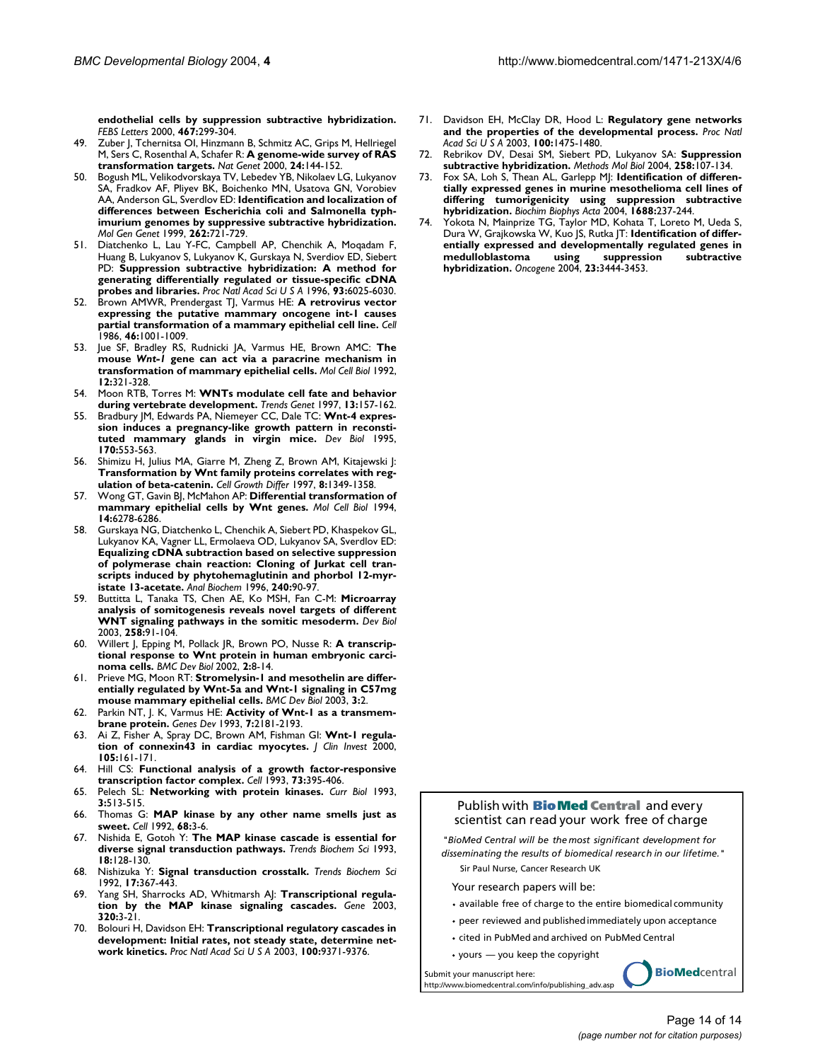endothelial cells by suppression subtractive hybridization. *FEBS Letters* 2000, **467:**299-304.

49. Zuber J, Tchernitsa OI, Hinzmann B, Schmitz AC, Grips M, Hellriegel M, Sers C, Rosenthal A, Schafer R: **A genome-wide survey of RAS transformation targets.** *Nat Genet* 2000, **24:**144-152.
50. Bogush ML, Velikodvorskaya TV, Lebedev YB, Nikolaev LG, Lukyanov SA, Fradkov AF, Pliyev BK, Boichenko MN, Usatova GN, Vorobiev AA, Anderson GL, Sverdlov ED: **Identification and localization of differences between Escherichia coli and Salmonella typhimurium genomes by suppressive subtractive hybridization.** *Mol Gen Genet* 1999, **262:**721-729.
51. Diatchenko L, Lau Y-FC, Campbell AP, Chenchik A, Moqadam F, Huang B, Lukyanov S, Lukyanov K, Gurskaya N, Sverdiov ED, Siebert PD: **Suppression subtractive hybridization: A method for generating differentially regulated or tissue-specific cDNA probes and libraries.** *Proc Natl Acad Sci U S A* 1996, **93:**6025-6030.
52. Brown AMWR, Prendergast TJ, Varmus HE: **A retrovirus vector expressing the putative mammary oncogene int-1 causes partial transformation of a mammary epithelial cell line.** *Cell* 1986, **46:**1001-1009.
53. Jue SF, Bradley RS, Rudnicki JA, Varmus HE, Brown AMC: **The mouse *Wnt-1* gene can act via a paracrine mechanism in transformation of mammary epithelial cells.** *Mol Cell Biol* 1992, **12:**321-328.
54. Moon RTB, Torres M: **WNTs modulate cell fate and behavior during vertebrate development.** *Trends Genet* 1997, **13:**157-162.
55. Bradbury JM, Edwards PA, Niemeyer CC, Dale TC: **Wnt-4 expression induces a pregnancy-like growth pattern in reconstituted mammary glands in virgin mice.** *Dev Biol* 1995, **170:**553-563.
56. Shimizu H, Julius MA, Giarre M, Zheng Z, Brown AM, Kitajewski J: **Transformation by Wnt family proteins correlates with regulation of beta-catenin.** *Cell Growth Differ* 1997, **8:**1349-1358.
57. Wong GT, Gavin BJ, McMahon AP: **Differential transformation of mammary epithelial cells by Wnt genes.** *Mol Cell Biol* 1994, **14:**6278-6286.
58. Gurskaya NG, Diatchenko L, Chenchik A, Siebert PD, Khaspekov GL, Lukyanov KA, Vagner LL, Ermolaeva OD, Lukyanov SA, Sverdlov ED: **Equalizing cDNA subtraction based on selective suppression of polymerase chain reaction: Cloning of Jurkat cell transcripts induced by phytohemaglutinin and phorbol 12-myristate 13-acetate.** *Anal Biochem* 1996, **240:**90-97.
59. Buttitta L, Tanaka TS, Chen AE, Ko MSH, Fan C-M: **Microarray analysis of somitogenesis reveals novel targets of different WNT signaling pathways in the somitic mesoderm.** *Dev Biol* 2003, **258:**91-104.
60. Willert J, Epping M, Pollack JR, Brown PO, Nusse R: **A transcriptional response to Wnt protein in human embryonic carcinoma cells.** *BMC Dev Biol* 2002, **2:**8-14.
61. Prieve MG, Moon RT: **Stromelysin-1 and mesothelin are differentially regulated by Wnt-5a and Wnt-1 signaling in C57mg mouse mammary epithelial cells.** *BMC Dev Biol* 2003, **3:**2.
62. Parkin NT, J. K, Varmus HE: **Activity of Wnt-1 as a transmembrane protein.** *Genes Dev* 1993, **7:**2181-2193.
63. Ai Z, Fisher A, Spray DC, Brown AM, Fishman GI: **Wnt-1 regulation of connexin43 in cardiac myocytes.** *J Clin Invest* 2000, **105:**161-171.
64. Hill CS: **Functional analysis of a growth factor-responsive transcription factor complex.** *Cell* 1993, **73:**395-406.
65. Pelech SL: **Networking with protein kinases.** *Curr Biol* 1993, **3:**513-515.
66. Thomas G: **MAP kinase by any other name smells just as sweet.** *Cell* 1992, **68:**3-6.
67. Nishida E, Gotoh Y: **The MAP kinase cascade is essential for diverse signal transduction pathways.** *Trends Biochem Sci* 1993, **18:**128-130.
68. Nishizuka Y: **Signal transduction crosstalk.** *Trends Biochem Sci* 1992, **17:**367-443.
69. Yang SH, Sharrocks AD, Whitmarsh AJ: **Transcriptional regulation by the MAP kinase signaling cascades.** *Gene* 2003, **320:**3-21.
70. Bolouri H, Davidson EH: **Transcriptional regulatory cascades in development: Initial rates, not steady state, determine network kinetics.** *Proc Natl Acad Sci U S A* 2003, **100:**9371-9376.
71. Davidson EH, McClay DR, Hood L: **Regulatory gene networks and the properties of the developmental process.** *Proc Natl Acad Sci U S A* 2003, **100:**1475-1480.
72. Rebrikov DV, Desai SM, Siebert PD, Lukyanov SA: **Suppression subtractive hybridization.** *Methods Mol Biol* 2004, **258:**107-134.
73. Fox SA, Loh S, Thean AL, Garlepp MJ: **Identification of differentially expressed genes in murine mesothelioma cell lines of differing tumorigenicity using suppression subtractive hybridization.** *Biochim Biophys Acta* 2004, **1688:**237-244.
74. Yokota N, Mainprize TG, Taylor MD, Kohata T, Loreto M, Ueda S, Dura W, Grajkowska W, Kuo JS, Rutka JT: **Identification of differentially expressed and developmentally regulated genes in medulloblastoma using suppression subtractive hybridization.** *Oncogene* 2004, **23:**3444-3453.

Publish with **BioMed Central** and every scientist can read your work free of charge

*"BioMed Central will be the most significant development for disseminating the results of biomedical research in our lifetime."*
Sir Paul Nurse, Cancer Research UK

Your research papers will be:

- available free of charge to the entire biomedical community
- peer reviewed and published immediately upon acceptance
- cited in PubMed and archived on PubMed Central
- yours — you keep the copyright

Submit your manuscript here:
http://www.biomedcentral.com/info/publishing_adv.asp

**BioMed**central